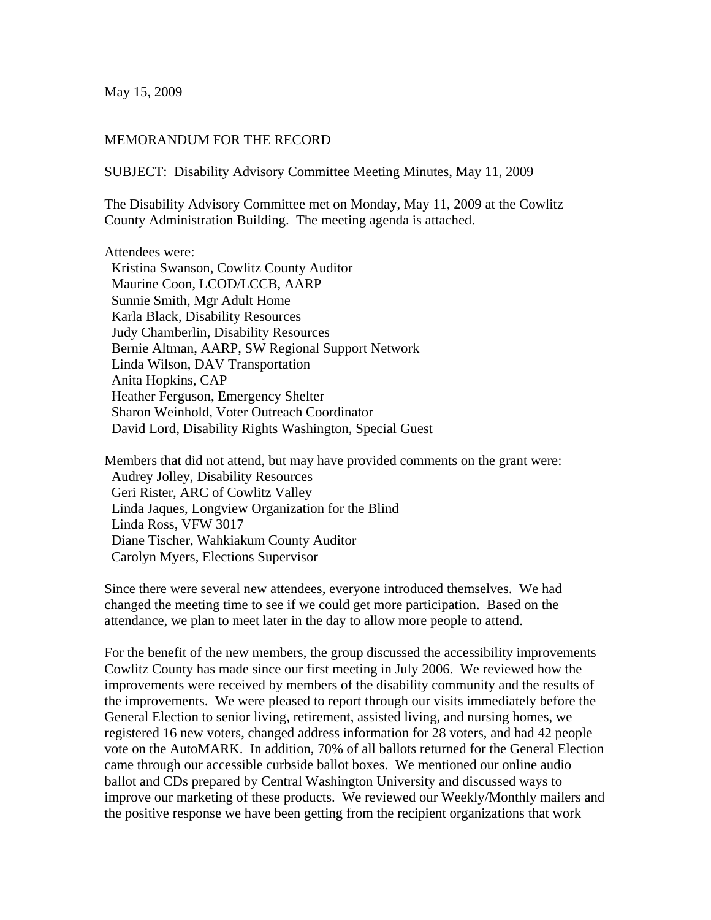May 15, 2009

MEMORANDUM FOR THE RECORD

SUBJECT: Disability Advisory Committee Meeting Minutes, May 11, 2009

The Disability Advisory Committee met on Monday, May 11, 2009 at the Cowlitz County Administration Building. The meeting agenda is attached.

Attendees were:
- Kristina Swanson, Cowlitz County Auditor
- Maurine Coon, LCOD/LCCB, AARP
- Sunnie Smith, Mgr Adult Home
- Karla Black, Disability Resources
- Judy Chamberlin, Disability Resources
- Bernie Altman, AARP, SW Regional Support Network
- Linda Wilson, DAV Transportation
- Anita Hopkins, CAP
- Heather Ferguson, Emergency Shelter
- Sharon Weinhold, Voter Outreach Coordinator
- David Lord, Disability Rights Washington, Special Guest

Members that did not attend, but may have provided comments on the grant were:
- Audrey Jolley, Disability Resources
- Geri Rister, ARC of Cowlitz Valley
- Linda Jaques, Longview Organization for the Blind
- Linda Ross, VFW 3017
- Diane Tischer, Wahkiakum County Auditor
- Carolyn Myers, Elections Supervisor

Since there were several new attendees, everyone introduced themselves. We had changed the meeting time to see if we could get more participation. Based on the attendance, we plan to meet later in the day to allow more people to attend.

For the benefit of the new members, the group discussed the accessibility improvements Cowlitz County has made since our first meeting in July 2006. We reviewed how the improvements were received by members of the disability community and the results of the improvements. We were pleased to report through our visits immediately before the General Election to senior living, retirement, assisted living, and nursing homes, we registered 16 new voters, changed address information for 28 voters, and had 42 people vote on the AutoMARK. In addition, 70% of all ballots returned for the General Election came through our accessible curbside ballot boxes. We mentioned our online audio ballot and CDs prepared by Central Washington University and discussed ways to improve our marketing of these products. We reviewed our Weekly/Monthly mailers and the positive response we have been getting from the recipient organizations that work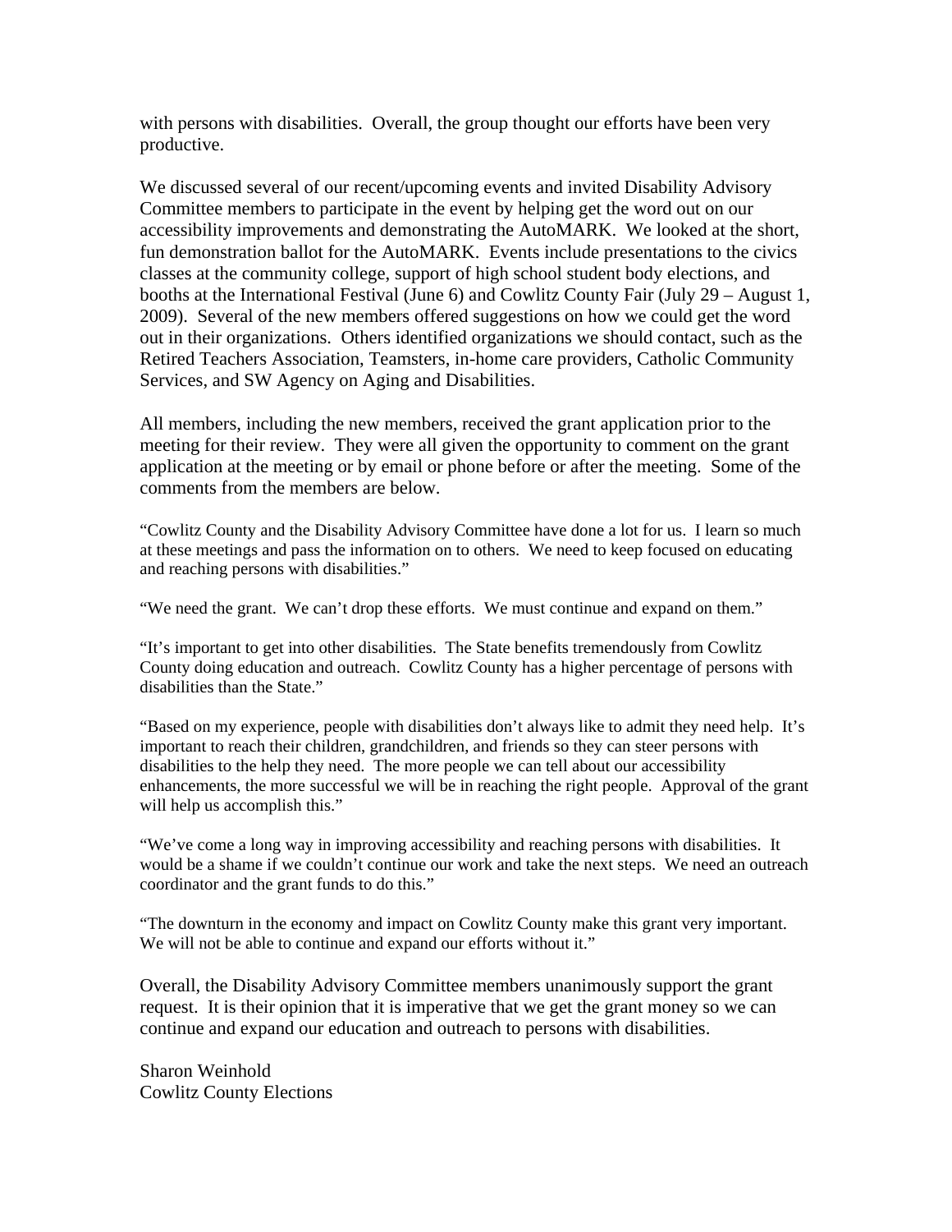with persons with disabilities. Overall, the group thought our efforts have been very productive.

We discussed several of our recent/upcoming events and invited Disability Advisory Committee members to participate in the event by helping get the word out on our accessibility improvements and demonstrating the AutoMARK. We looked at the short, fun demonstration ballot for the AutoMARK. Events include presentations to the civics classes at the community college, support of high school student body elections, and booths at the International Festival (June 6) and Cowlitz County Fair (July 29 – August 1, 2009). Several of the new members offered suggestions on how we could get the word out in their organizations. Others identified organizations we should contact, such as the Retired Teachers Association, Teamsters, in-home care providers, Catholic Community Services, and SW Agency on Aging and Disabilities.

All members, including the new members, received the grant application prior to the meeting for their review. They were all given the opportunity to comment on the grant application at the meeting or by email or phone before or after the meeting. Some of the comments from the members are below.

"Cowlitz County and the Disability Advisory Committee have done a lot for us. I learn so much at these meetings and pass the information on to others. We need to keep focused on educating and reaching persons with disabilities."

"We need the grant. We can't drop these efforts. We must continue and expand on them."

"It's important to get into other disabilities. The State benefits tremendously from Cowlitz County doing education and outreach. Cowlitz County has a higher percentage of persons with disabilities than the State."

"Based on my experience, people with disabilities don't always like to admit they need help. It's important to reach their children, grandchildren, and friends so they can steer persons with disabilities to the help they need. The more people we can tell about our accessibility enhancements, the more successful we will be in reaching the right people. Approval of the grant will help us accomplish this."

"We've come a long way in improving accessibility and reaching persons with disabilities. It would be a shame if we couldn't continue our work and take the next steps. We need an outreach coordinator and the grant funds to do this."

"The downturn in the economy and impact on Cowlitz County make this grant very important. We will not be able to continue and expand our efforts without it."

Overall, the Disability Advisory Committee members unanimously support the grant request. It is their opinion that it is imperative that we get the grant money so we can continue and expand our education and outreach to persons with disabilities.

Sharon Weinhold
Cowlitz County Elections